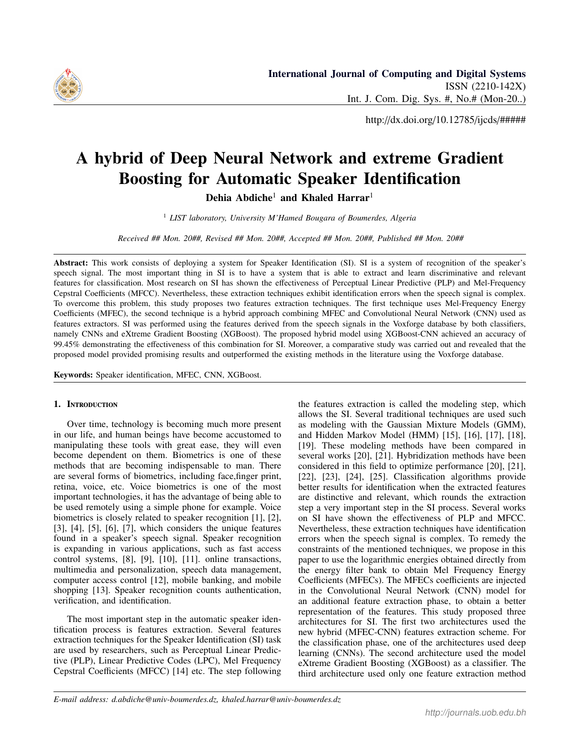http://dx.doi.org/10.12785/ijcds/#####

# A hybrid of Deep Neural Network and extreme Gradient Boosting for Automatic Speaker Identification

**Dehia Abdiche[1] and Khaled Harrar[1]**

[1] *LIST laboratory, University M'Hamed Bougara of Boumerdes, Algeria*

*Received ## Mon. 20##, Revised ## Mon. 20##, Accepted ## Mon. 20##, Published ## Mon. 20##*

**Abstract:** This work consists of deploying a system for Speaker Identification (SI). SI is a system of recognition of the speaker's speech signal. The most important thing in SI is to have a system that is able to extract and learn discriminative and relevant features for classification. Most research on SI has shown the effectiveness of Perceptual Linear Predictive (PLP) and Mel-Frequency Cepstral Coefficients (MFCC). Nevertheless, these extraction techniques exhibit identification errors when the speech signal is complex. To overcome this problem, this study proposes two features extraction techniques. The first technique uses Mel-Frequency Energy Coefficients (MFEC), the second technique is a hybrid approach combining MFEC and Convolutional Neural Network (CNN) used as features extractors. SI was performed using the features derived from the speech signals in the Voxforge database by both classifiers, namely CNNs and eXtreme Gradient Boosting (XGBoost). The proposed hybrid model using XGBoost-CNN achieved an accuracy of 99.45% demonstrating the effectiveness of this combination for SI. Moreover, a comparative study was carried out and revealed that the proposed model provided promising results and outperformed the existing methods in the literature using the Voxforge database.

**Keywords:** Speaker identification, MFEC, CNN, XGBoost.

## 1. Introduction

Over time, technology is becoming much more present in our life, and human beings have become accustomed to manipulating these tools with great ease, they will even become dependent on them. Biometrics is one of these methods that are becoming indispensable to man. There are several forms of biometrics, including face,finger print, retina, voice, etc. Voice biometrics is one of the most important technologies, it has the advantage of being able to be used remotely using a simple phone for example. Voice biometrics is closely related to speaker recognition [1], [2], [3], [4], [5], [6], [7], which considers the unique features found in a speaker's speech signal. Speaker recognition is expanding in various applications, such as fast access control systems, [8], [9], [10], [11]. online transactions, multimedia and personalization, speech data management, computer access control [12], mobile banking, and mobile shopping [13]. Speaker recognition counts authentication, verification, and identification.

The most important step in the automatic speaker identification process is features extraction. Several features extraction techniques for the Speaker Identification (SI) task are used by researchers, such as Perceptual Linear Predictive (PLP), Linear Predictive Codes (LPC), Mel Frequency Cepstral Coefficients (MFCC) [14] etc. The step following the features extraction is called the modeling step, which allows the SI. Several traditional techniques are used such as modeling with the Gaussian Mixture Models (GMM), and Hidden Markov Model (HMM) [15], [16], [17], [18], [19]. These modeling methods have been compared in several works [20], [21]. Hybridization methods have been considered in this field to optimize performance [20], [21], [22], [23], [24], [25]. Classification algorithms provide better results for identification when the extracted features are distinctive and relevant, which rounds the extraction step a very important step in the SI process. Several works on SI have shown the effectiveness of PLP and MFCC. Nevertheless, these extraction techniques have identification errors when the speech signal is complex. To remedy the constraints of the mentioned techniques, we propose in this paper to use the logarithmic energies obtained directly from the energy filter bank to obtain Mel Frequency Energy Coefficients (MFECs). The MFECs coefficients are injected in the Convolutional Neural Network (CNN) model for an additional feature extraction phase, to obtain a better representation of the features. This study proposed three architectures for SI. The first two architectures used the new hybrid (MFEC-CNN) features extraction scheme. For the classification phase, one of the architectures used deep learning (CNNs). The second architecture used the model eXtreme Gradient Boosting (XGBoost) as a classifier. The third architecture used only one feature extraction method

*E-mail address: d.abdiche@univ-boumerdes.dz, khaled.harrar@univ-boumerdes.dz*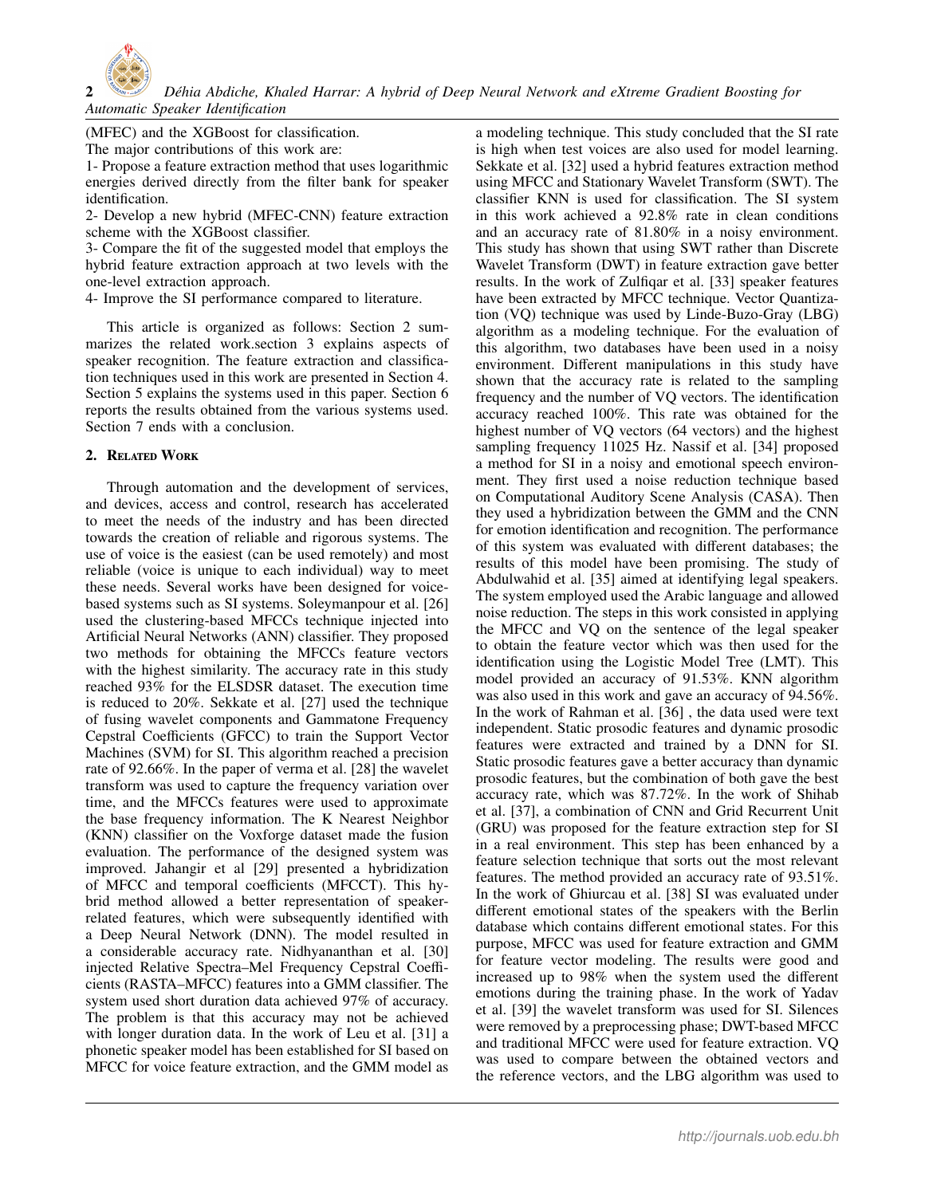(MFEC) and the XGBoost for classification.

The major contributions of this work are:

1- Propose a feature extraction method that uses logarithmic energies derived directly from the filter bank for speaker identification.

2- Develop a new hybrid (MFEC-CNN) feature extraction scheme with the XGBoost classifier.

3- Compare the fit of the suggested model that employs the hybrid feature extraction approach at two levels with the one-level extraction approach.

4- Improve the SI performance compared to literature.

This article is organized as follows: Section 2 summarizes the related work.section 3 explains aspects of speaker recognition. The feature extraction and classification techniques used in this work are presented in Section 4. Section 5 explains the systems used in this paper. Section 6 reports the results obtained from the various systems used. Section 7 ends with a conclusion.

## 2. Related Work

Through automation and the development of services, and devices, access and control, research has accelerated to meet the needs of the industry and has been directed towards the creation of reliable and rigorous systems. The use of voice is the easiest (can be used remotely) and most reliable (voice is unique to each individual) way to meet these needs. Several works have been designed for voice-based systems such as SI systems. Soleymanpour et al. [26] used the clustering-based MFCCs technique injected into Artificial Neural Networks (ANN) classifier. They proposed two methods for obtaining the MFCCs feature vectors with the highest similarity. The accuracy rate in this study reached 93% for the ELSDSR dataset. The execution time is reduced to 20%. Sekkate et al. [27] used the technique of fusing wavelet components and Gammatone Frequency Cepstral Coefficients (GFCC) to train the Support Vector Machines (SVM) for SI. This algorithm reached a precision rate of 92.66%. In the paper of verma et al. [28] the wavelet transform was used to capture the frequency variation over time, and the MFCCs features were used to approximate the base frequency information. The K Nearest Neighbor (KNN) classifier on the Voxforge dataset made the fusion evaluation. The performance of the designed system was improved. Jahangir et al [29] presented a hybridization of MFCC and temporal coefficients (MFCCT). This hybrid method allowed a better representation of speaker-related features, which were subsequently identified with a Deep Neural Network (DNN). The model resulted in a considerable accuracy rate. Nidhyananthan et al. [30] injected Relative Spectra–Mel Frequency Cepstral Coefficients (RASTA–MFCC) features into a GMM classifier. The system used short duration data achieved 97% of accuracy. The problem is that this accuracy may not be achieved with longer duration data. In the work of Leu et al. [31] a phonetic speaker model has been established for SI based on MFCC for voice feature extraction, and the GMM model as a modeling technique. This study concluded that the SI rate is high when test voices are also used for model learning. Sekkate et al. [32] used a hybrid features extraction method using MFCC and Stationary Wavelet Transform (SWT). The classifier KNN is used for classification. The SI system in this work achieved a 92.8% rate in clean conditions and an accuracy rate of 81.80% in a noisy environment. This study has shown that using SWT rather than Discrete Wavelet Transform (DWT) in feature extraction gave better results. In the work of Zulfiqar et al. [33] speaker features have been extracted by MFCC technique. Vector Quantization (VQ) technique was used by Linde-Buzo-Gray (LBG) algorithm as a modeling technique. For the evaluation of this algorithm, two databases have been used in a noisy environment. Different manipulations in this study have shown that the accuracy rate is related to the sampling frequency and the number of VQ vectors. The identification accuracy reached 100%. This rate was obtained for the highest number of VQ vectors (64 vectors) and the highest sampling frequency 11025 Hz. Nassif et al. [34] proposed a method for SI in a noisy and emotional speech environment. They first used a noise reduction technique based on Computational Auditory Scene Analysis (CASA). Then they used a hybridization between the GMM and the CNN for emotion identification and recognition. The performance of this system was evaluated with different databases; the results of this model have been promising. The study of Abdulwahid et al. [35] aimed at identifying legal speakers. The system employed used the Arabic language and allowed noise reduction. The steps in this work consisted in applying the MFCC and VQ on the sentence of the legal speaker to obtain the feature vector which was then used for the identification using the Logistic Model Tree (LMT). This model provided an accuracy of 91.53%. KNN algorithm was also used in this work and gave an accuracy of 94.56%. In the work of Rahman et al. [36] , the data used were text independent. Static prosodic features and dynamic prosodic features were extracted and trained by a DNN for SI. Static prosodic features gave a better accuracy than dynamic prosodic features, but the combination of both gave the best accuracy rate, which was 87.72%. In the work of Shihab et al. [37], a combination of CNN and Grid Recurrent Unit (GRU) was proposed for the feature extraction step for SI in a real environment. This step has been enhanced by a feature selection technique that sorts out the most relevant features. The method provided an accuracy of 93.51%. In the work of Ghiurcau et al. [38] SI was evaluated under different emotional states of the speakers with the Berlin database which contains different emotional states. For this purpose, MFCC was used for feature extraction and GMM for feature vector modeling. The results were good and increased up to 98% when the system used the different emotions during the training phase. In the work of Yadav et al. [39] the wavelet transform was used for SI. Silences were removed by a preprocessing phase; DWT-based MFCC and traditional MFCC were used for feature extraction. VQ was used to compare between the obtained vectors and the reference vectors, and the LBG algorithm was used to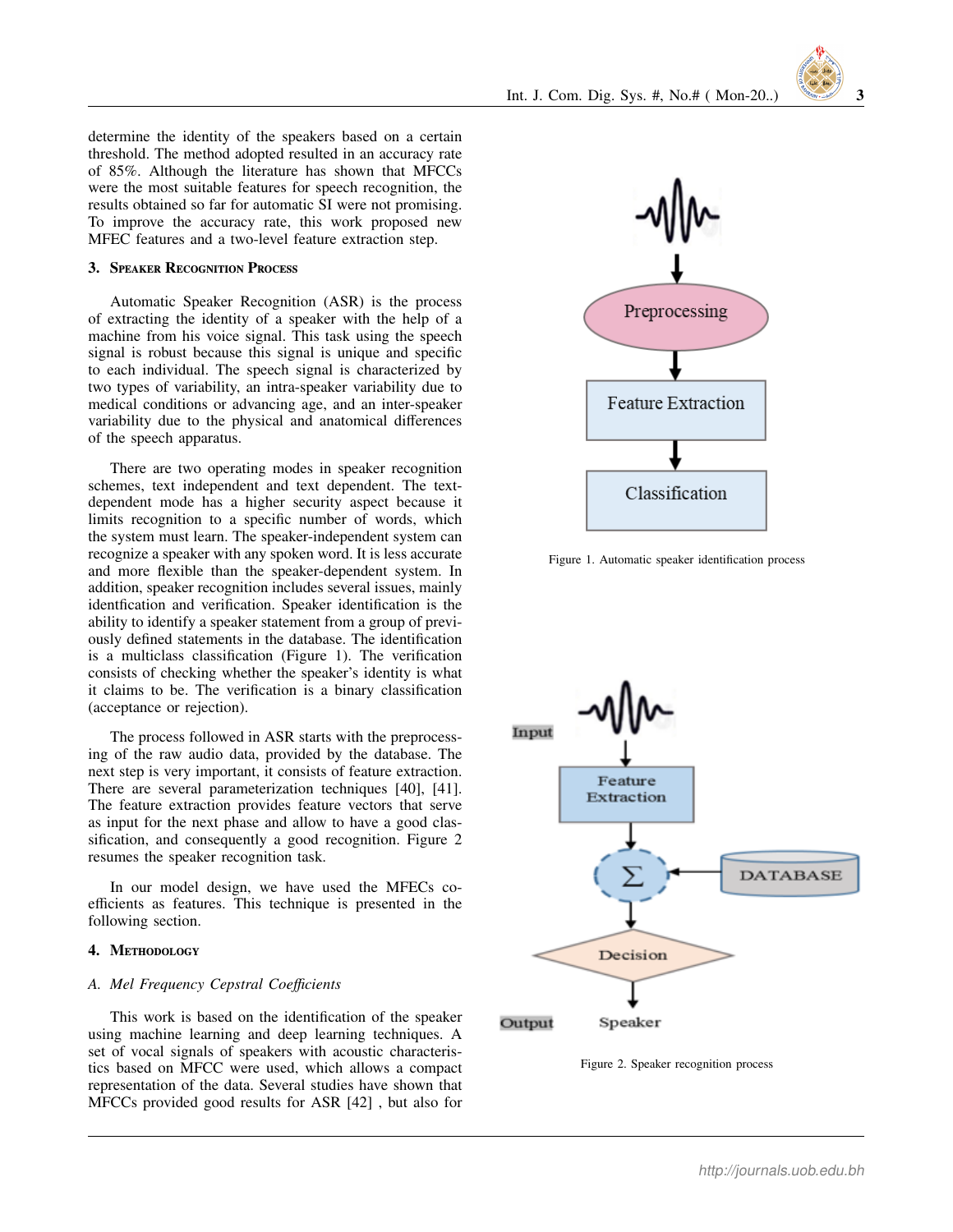determine the identity of the speakers based on a certain threshold. The method adopted resulted in an accuracy rate of 85%. Although the literature has shown that MFCCs were the most suitable features for speech recognition, the results obtained so far for automatic SI were not promising. To improve the accuracy rate, this work proposed new MFEC features and a two-level feature extraction step.

## 3. Speaker Recognition Process

Automatic Speaker Recognition (ASR) is the process of extracting the identity of a speaker with the help of a machine from his voice signal. This task using the speech signal is robust because this signal is unique and specific to each individual. The speech signal is characterized by two types of variability, an intra-speaker variability due to medical conditions or advancing age, and an inter-speaker variability due to the physical and anatomical differences of the speech apparatus.

There are two operating modes in speaker recognition schemes, text independent and text dependent. The text-dependent mode has a higher security aspect because it limits recognition to a specific number of words, which the system must learn. The speaker-independent system can recognize a speaker with any spoken word. It is less accurate and more flexible than the speaker-dependent system. In addition, speaker recognition includes several issues, mainly identfication and verification. Speaker identification is the ability to identify a speaker statement from a group of previously defined statements in the database. The identification is a multiclass classification (Figure 1). The verification consists of checking whether the speaker's identity is what it claims to be. The verification is a binary classification (acceptance or rejection).

Figure 1. Automatic speaker identification process

The process followed in ASR starts with the preprocessing of the raw audio data, provided by the database. The next step is very important, it consists of feature extraction. There are several parameterization techniques [40], [41]. The feature extraction provides feature vectors that serve as input for the next phase and allow to have a good classification, and consequently a good recognition. Figure 2 resumes the speaker recognition task.

Figure 2. Speaker recognition process

In our model design, we have used the MFECs coefficients as features. This technique is presented in the following section.

## 4. Methodology

### A. Mel Frequency Cepstral Coefficients

This work is based on the identification of the speaker using machine learning and deep learning techniques. A set of vocal signals of speakers with acoustic characteristics based on MFCC were used, which allows a compact representation of the data. Several studies have shown that MFCCs provided good results for ASR [42] , but also for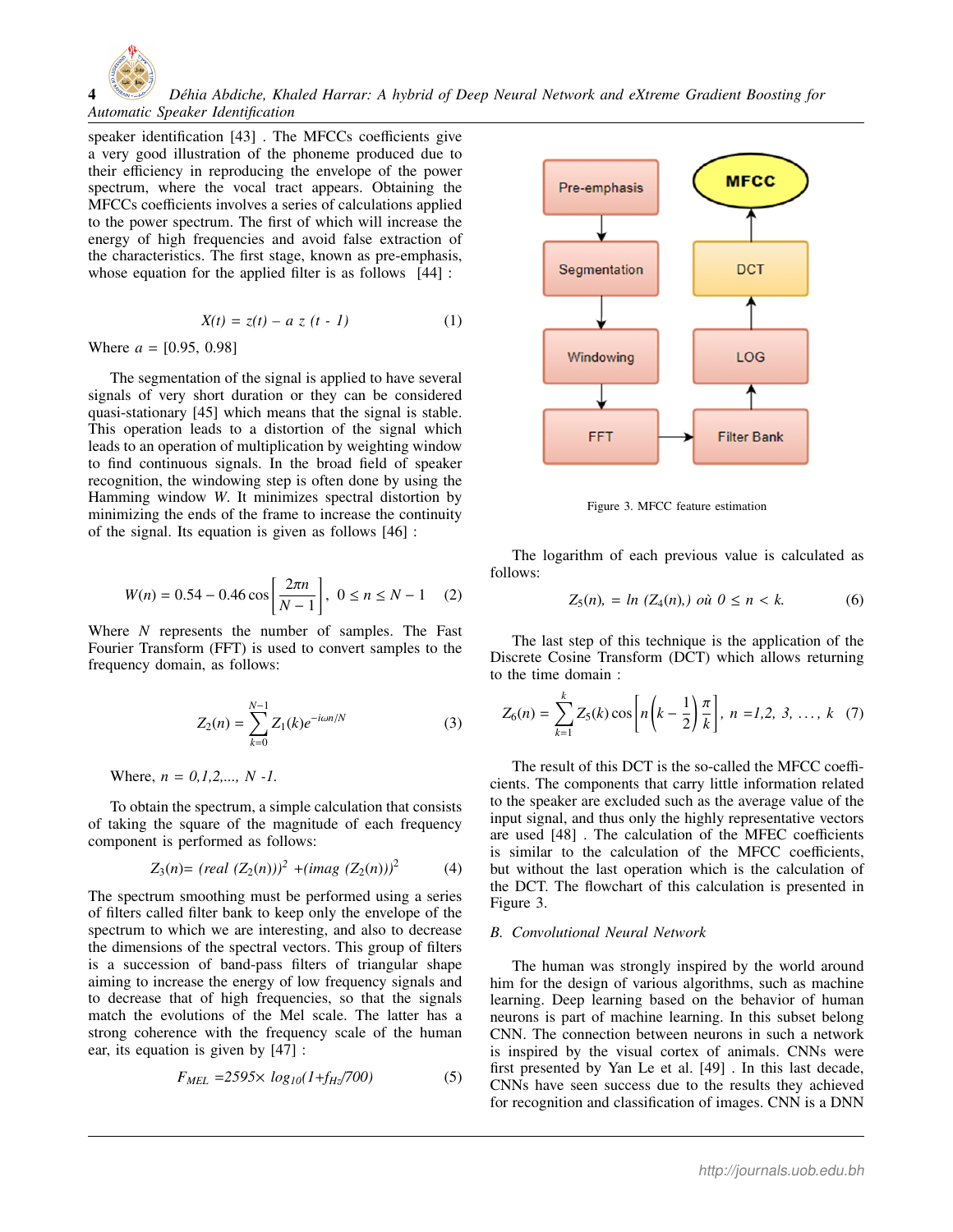speaker identification [43] . The MFCCs coefficients give a very good illustration of the phoneme produced due to their efficiency in reproducing the envelope of the power spectrum, where the vocal tract appears. Obtaining the MFCCs coefficients involves a series of calculations applied to the power spectrum. The first of which will increase the energy of high frequencies and avoid false extraction of the characteristics. The first stage, known as pre-emphasis, whose equation for the applied filter is as follows [44] :

$$X(t) = z(t) - a\, z\,(t - 1) \tag{1}$$

Where $a$ = [0.95, 0.98]

The segmentation of the signal is applied to have several signals of very short duration or they can be considered quasi-stationary [45] which means that the signal is stable. This operation leads to a distortion of the signal which leads to an operation of multiplication by weighting window to find continuous signals. In the broad field of speaker recognition, the windowing step is often done by using the Hamming window $W$. It minimizes spectral distortion by minimizing the ends of the frame to increase the continuity of the signal. Its equation is given as follows [46] :

$$W(n) = 0.54 - 0.46 \cos\left[\frac{2\pi n}{N-1}\right],\ 0 \le n \le N-1 \tag{2}$$

Where $N$ represents the number of samples. The Fast Fourier Transform (FFT) is used to convert samples to the frequency domain, as follows:

$$Z_2(n) = \sum_{k=0}^{N-1} Z_1(k) e^{-i\omega n/N} \tag{3}$$

Where, $n = 0,1,2,..., N-1$.

To obtain the spectrum, a simple calculation that consists of taking the square of the magnitude of each frequency component is performed as follows:

$$Z_3(n) = (real\ (Z_2(n)))^2 + (imag\ (Z_2(n)))^2 \tag{4}$$

The spectrum smoothing must be performed using a series of filters called filter bank to keep only the envelope of the spectrum to which we are interesting, and also to decrease the dimensions of the spectral vectors. This group of filters is a succession of band-pass filters of triangular shape aiming to increase the energy of low frequency signals and to decrease that of high frequencies, so that the signals match the evolutions of the Mel scale. The latter has a strong coherence with the frequency scale of the human ear, its equation is given by [47] :

$$F_{MEL} = 2595 \times \log_{10}(1 + f_{Hz}/700) \tag{5}$$

Pre-emphasis → Segmentation → Windowing → FFT → Filter Bank → LOG → DCT → MFCC

Figure 3. MFCC feature estimation

The logarithm of each previous value is calculated as follows:

$$Z_5(n),\ = \ln\ (Z_4(n),)\ \text{où}\ 0 \le n < k. \tag{6}$$

The last step of this technique is the application of the Discrete Cosine Transform (DCT) which allows returning to the time domain :

$$Z_6(n) = \sum_{k=1}^{k} Z_5(k) \cos\left[n\left(k - \frac{1}{2}\right)\frac{\pi}{k}\right],\ n = 1, 2, 3, \ldots, k \tag{7}$$

The result of this DCT is the so-called the MFCC coefficients. The components that carry little information related to the speaker are excluded such as the average value of the input signal, and thus only the highly representative vectors are used [48] . The calculation of the MFEC coefficients is similar to the calculation of the MFCC coefficients, but without the last operation which is the calculation of the DCT. The flowchart of this calculation is presented in Figure 3.

### B. Convolutional Neural Network

The human was strongly inspired by the world around him for the design of various algorithms, such as machine learning. Deep learning based on the behavior of human neurons is part of machine learning. In this subset belong CNN. The connection between neurons in such a network is inspired by the visual cortex of animals. CNNs were first presented by Yan Le et al. [49] . In this last decade, CNNs have seen success due to the results they achieved for recognition and classification of images. CNN is a DNN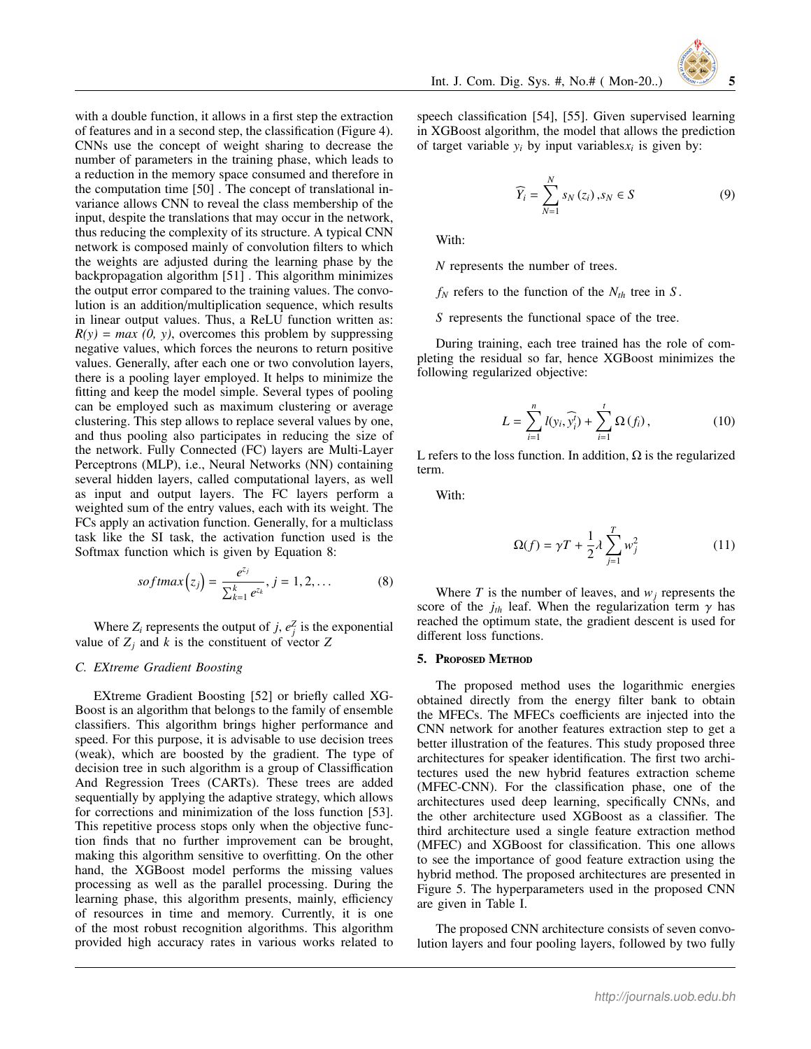with a double function, it allows in a first step the extraction of features and in a second step, the classification (Figure 4). CNNs use the concept of weight sharing to decrease the number of parameters in the training phase, which leads to a reduction in the memory space consumed and therefore in the computation time [50] . The concept of translational invariance allows CNN to reveal the class membership of the input, despite the translations that may occur in the network, thus reducing the complexity of its structure. A typical CNN network is composed mainly of convolution filters to which the weights are adjusted during the learning phase by the backpropagation algorithm [51] . This algorithm minimizes the output error compared to the training values. The convolution is an addition/multiplication sequence, which results in linear output values. Thus, a ReLU function written as: $R(y) = max\ (0,\ y)$, overcomes this problem by suppressing negative values, which forces the neurons to return positive values. Generally, after each one or two convolution layers, there is a pooling layer employed. It helps to minimize the fitting and keep the model simple. Several types of pooling can be employed such as maximum clustering or average clustering. This step allows to replace several values by one, and thus pooling also participates in reducing the size of the network. Fully Connected (FC) layers are Multi-Layer Perceptrons (MLP), i.e., Neural Networks (NN) containing several hidden layers, called computational layers, as well as input and output layers. The FC layers perform a weighted sum of the entry values, each with its weight. The FCs apply an activation function. Generally, for a multiclass task like the SI task, the activation function used is the Softmax function which is given by Equation 8:

$$softmax\left(z_j\right) = \frac{e^{z_j}}{\sum_{k=1}^{k} e^{z_k}}, j = 1, 2, \ldots \tag{8}$$

Where $Z_i$ represents the output of $j$, $e_j^Z$ is the exponential value of $Z_j$ and $k$ is the constituent of vector $Z$

### C. EXtreme Gradient Boosting

EXtreme Gradient Boosting [52] or briefly called XGBoost is an algorithm that belongs to the family of ensemble classifiers. This algorithm brings higher performance and speed. For this purpose, it is advisable to use decision trees (weak), which are boosted by the gradient. The type of decision tree in such algorithm is a group of Classification And Regression Trees (CARTs). These trees are added sequentially by applying the adaptive strategy, which allows for corrections and minimization of the loss function [53]. This repetitive process stops only when the objective function finds that no further improvement can be brought, making this algorithm sensitive to overfitting. On the other hand, the XGBoost model performs the missing values processing as well as the parallel processing. During the learning phase, this algorithm presents, mainly, efficiency of resources in time and memory. Currently, it is one of the most robust recognition algorithms. This algorithm provided high accuracy rates in various works related to speech classification [54], [55]. Given supervised learning in XGBoost algorithm, the model that allows the prediction of target variable $y_i$ by input variables$x_i$ is given by:

$$\widehat{Y_i} = \sum_{N=1}^{N} s_N\left(z_i\right), s_N \in S \tag{9}$$

With:

$N$ represents the number of trees.

$f_N$ refers to the function of the $N_{th}$ tree in $S$.

$S$ represents the functional space of the tree.

During training, each tree trained has the role of completing the residual so far, hence XGBoost minimizes the following regularized objective:

$$L = \sum_{i=1}^{n} l(y_i, \widehat{y_i^t}) + \sum_{i=1}^{t} \Omega\left(f_i\right), \tag{10}$$

L refers to the loss function. In addition, $\Omega$ is the regularized term.

With:

$$\Omega(f) = \gamma T + \frac{1}{2}\lambda \sum_{j=1}^{T} w_j^2 \tag{11}$$

Where $T$ is the number of leaves, and $w_j$ represents the score of the $j_{th}$ leaf. When the regularization term $\gamma$ has reached the optimum state, the gradient descent is used for different loss functions.

## 5. Proposed Method

The proposed method uses the logarithmic energies obtained directly from the energy filter bank to obtain the MFECs. The MFECs coefficients are injected into the CNN network for another features extraction step to get a better illustration of the features. This study proposed three architectures for speaker identification. The first two architectures used the new hybrid features extraction scheme (MFEC-CNN). For the classification phase, one of the architectures used deep learning, specifically CNNs, and the other architecture used XGBoost as a classifier. The third architecture used a single feature extraction method (MFEC) and XGBoost for classification. This one allows to see the importance of good feature extraction using the hybrid method. The proposed architectures are presented in Figure 5. The hyperparameters used in the proposed CNN are given in Table I.

The proposed CNN architecture consists of seven convolution layers and four pooling layers, followed by two fully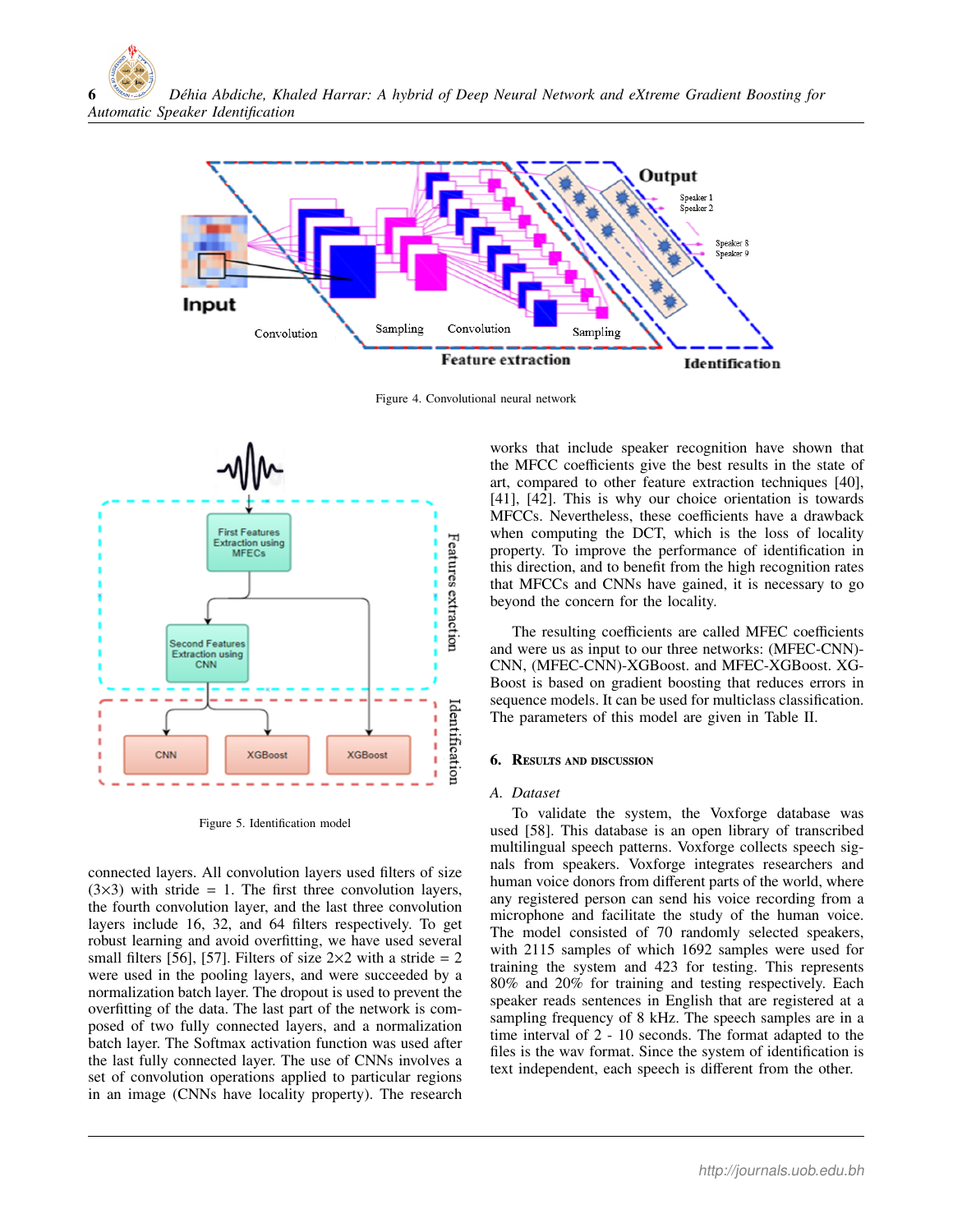Figure 4. Convolutional neural network

Figure 5. Identification model

connected layers. All convolution layers used filters of size (3×3) with stride = 1. The first three convolution layers, the fourth convolution layer, and the last three convolution layers include 16, 32, and 64 filters respectively. To get robust learning and avoid overfitting, we have used several small filters [56], [57]. Filters of size 2×2 with a stride = 2 were used in the pooling layers, and were succeeded by a normalization batch layer. The dropout is used to prevent the overfitting of the data. The last part of the network is composed of two fully connected layers, and a normalization batch layer. The Softmax activation function was used after the last fully connected layer. The use of CNNs involves a set of convolution operations applied to particular regions in an image (CNNs have locality property). The research works that include speaker recognition have shown that the MFCC coefficients give the best results in the state of art, compared to other feature extraction techniques [40], [41], [42]. This is why our choice orientation is towards MFCCs. Nevertheless, these coefficients have a drawback when computing the DCT, which is the loss of locality property. To improve the performance of identification in this direction, and to benefit from the high recognition rates that MFCCs and CNNs have gained, it is necessary to go beyond the concern for the locality.

The resulting coefficients are called MFEC coefficients and were us as input to our three networks: (MFEC-CNN)-CNN, (MFEC-CNN)-XGBoost. and MFEC-XGBoost. XGBoost is based on gradient boosting that reduces errors in sequence models. It can be used for multiclass classification. The parameters of this model are given in Table II.

## 6. Results and discussion

### A. Dataset

To validate the system, the Voxforge database was used [58]. This database is an open library of transcribed multilingual speech patterns. Voxforge collects speech signals from speakers. Voxforge integrates researchers and human voice donors from different parts of the world, where any registered person can send his voice recording from a microphone and facilitate the study of the human voice. The model consisted of 70 randomly selected speakers, with 2115 samples of which 1692 samples were used for training the system and 423 for testing. This represents 80% and 20% for training and testing respectively. Each speaker reads sentences in English that are registered at a sampling frequency of 8 kHz. The speech samples are in a time interval of 2 - 10 seconds. The format adapted to the files is the wav format. Since the system of identification is text independent, each speech is different from the other.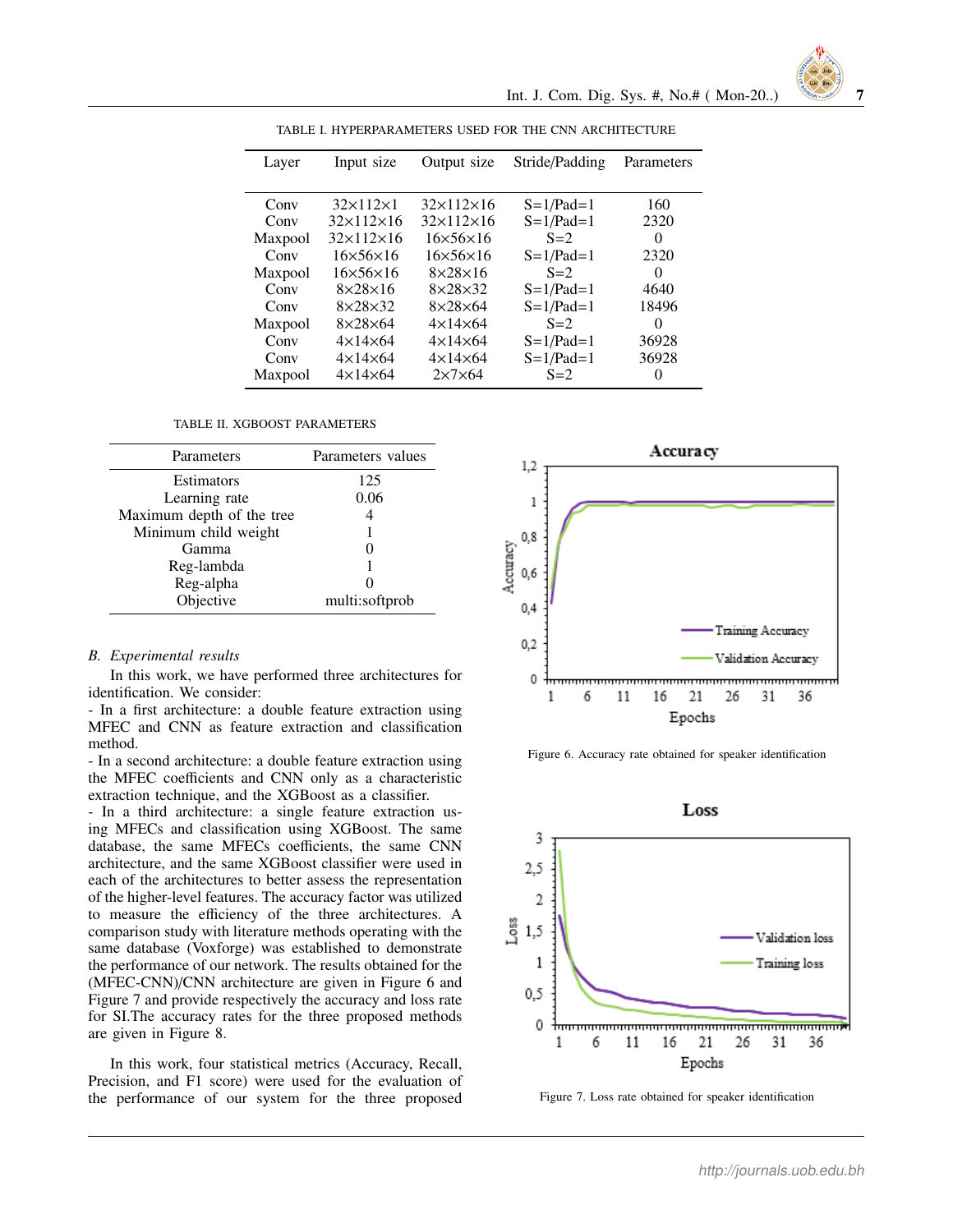TABLE I. HYPERPARAMETERS USED FOR THE CNN ARCHITECTURE

| Layer | Input size | Output size | Stride/Padding | Parameters |
|---|---|---|---|---|
| Conv | 32×112×1 | 32×112×16 | S=1/Pad=1 | 160 |
| Conv | 32×112×16 | 32×112×16 | S=1/Pad=1 | 2320 |
| Maxpool | 32×112×16 | 16×56×16 | S=2 | 0 |
| Conv | 16×56×16 | 16×56×16 | S=1/Pad=1 | 2320 |
| Maxpool | 16×56×16 | 8×28×16 | S=2 | 0 |
| Conv | 8×28×16 | 8×28×32 | S=1/Pad=1 | 4640 |
| Conv | 8×28×32 | 8×28×64 | S=1/Pad=1 | 18496 |
| Maxpool | 8×28×64 | 4×14×64 | S=2 | 0 |
| Conv | 4×14×64 | 4×14×64 | S=1/Pad=1 | 36928 |
| Conv | 4×14×64 | 4×14×64 | S=1/Pad=1 | 36928 |
| Maxpool | 4×14×64 | 2×7×64 | S=2 | 0 |

TABLE II. XGBOOST PARAMETERS

| Parameters | Parameters values |
|---|---|
| Estimators | 125 |
| Learning rate | 0.06 |
| Maximum depth of the tree | 4 |
| Minimum child weight | 1 |
| Gamma | 0 |
| Reg-lambda | 1 |
| Reg-alpha | 0 |
| Objective | multi:softprob |

### *B. Experimental results*

In this work, we have performed three architectures for identification. We consider:

- In a first architecture: a double feature extraction using MFEC and CNN as feature extraction and classification method.
- In a second architecture: a double feature extraction using the MFEC coefficients and CNN only as a characteristic extraction technique, and the XGBoost as a classifier.
- In a third architecture: a single feature extraction using MFECs and classification using XGBoost. The same database, the same MFECs coefficients, the same CNN architecture, and the same XGBoost classifier were used in each of the architectures to better assess the representation of the higher-level features. The accuracy factor was utilized to measure the efficiency of the three architectures. A comparison study with literature methods operating with the same database (Voxforge) was established to demonstrate the performance of our network. The results obtained for the (MFEC-CNN)/CNN architecture are given in Figure 6 and Figure 7 and provide respectively the accuracy and loss rate for SI.The accuracy rates for the three proposed methods are given in Figure 8.

In this work, four statistical metrics (Accuracy, Recall, Precision, and F1 score) were used for the evaluation of the performance of our system for the three proposed

Figure 6. Accuracy rate obtained for speaker identification

Figure 7. Loss rate obtained for speaker identification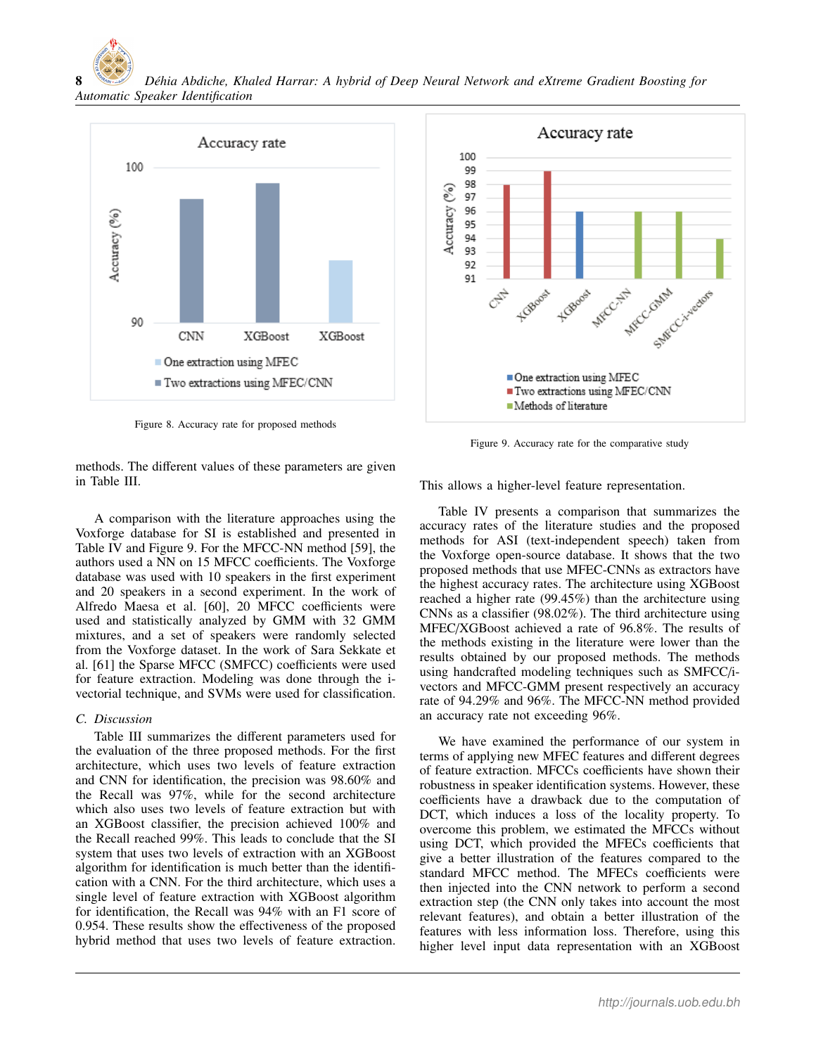Figure 8. Accuracy rate for proposed methods

Figure 9. Accuracy rate for the comparative study

methods. The different values of these parameters are given in Table III.

A comparison with the literature approaches using the Voxforge database for SI is established and presented in Table IV and Figure 9. For the MFCC-NN method [59], the authors used a NN on 15 MFCC coefficients. The Voxforge database was used with 10 speakers in the first experiment and 20 speakers in a second experiment. In the work of Alfredo Maesa et al. [60], 20 MFCC coefficients were used and statistically analyzed by GMM with 32 GMM mixtures, and a set of speakers were randomly selected from the Voxforge dataset. In the work of Sara Sekkate et al. [61] the Sparse MFCC (SMFCC) coefficients were used for feature extraction. Modeling was done through the i-vectorial technique, and SVMs were used for classification.

### C. Discussion

Table III summarizes the different parameters used for the evaluation of the three proposed methods. For the first architecture, which uses two levels of feature extraction and CNN for identification, the precision was 98.60% and the Recall was 97%, while for the second architecture which also uses two levels of feature extraction but with an XGBoost classifier, the precision achieved 100% and the Recall reached 99%. This leads to conclude that the SI system that uses two levels of extraction with an XGBoost algorithm for identification is much better than the identification with a CNN. For the third architecture, which uses a single level of feature extraction with XGBoost algorithm for identification, the Recall was 94% with an F1 score of 0.954. These results show the effectiveness of the proposed hybrid method that uses two levels of feature extraction. This allows a higher-level feature representation.

Table IV presents a comparison that summarizes the accuracy rates of the literature studies and the proposed methods for ASI (text-independent speech) taken from the Voxforge open-source database. It shows that the two proposed methods that use MFEC-CNNs as extractors have the highest accuracy rates. The architecture using XGBoost reached a higher rate (99.45%) than the architecture using CNNs as a classifier (98.02%). The third architecture using MFEC/XGBoost achieved a rate of 96.8%. The results of the methods existing in the literature were lower than the results obtained by our proposed methods. The methods using handcrafted modeling techniques such as SMFCC/i-vectors and MFCC-GMM present respectively an accuracy rate of 94.29% and 96%. The MFCC-NN method provided an accuracy rate not exceeding 96%.

We have examined the performance of our system in terms of applying new MFEC features and different degrees of feature extraction. MFCCs coefficients have shown their robustness in speaker identification systems. However, these coefficients have a drawback due to the computation of DCT, which induces a loss of the locality property. To overcome this problem, we estimated the MFCCs without using DCT, which provided the MFECs coefficients that give a better illustration of the features compared to the standard MFCC method. The MFECs coefficients were then injected into the CNN network to perform a second extraction step (the CNN only takes into account the most relevant features), and obtain a better illustration of the features with less information loss. Therefore, using this higher level input data representation with an XGBoost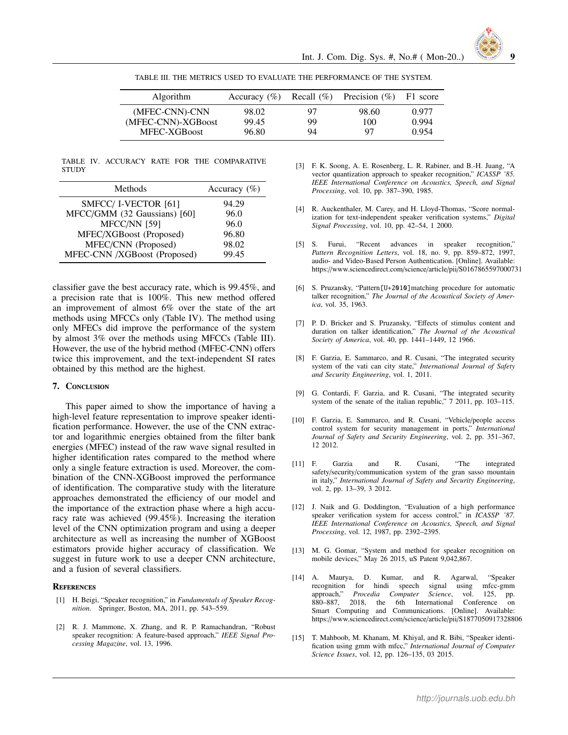TABLE III. THE METRICS USED TO EVALUATE THE PERFORMANCE OF THE SYSTEM.

| Algorithm | Accuracy (%) | Recall (%) | Precision (%) | F1 score |
|---|---|---|---|---|
| (MFEC-CNN)-CNN | 98.02 | 97 | 98.60 | 0.977 |
| (MFEC-CNN)-XGBoost | 99.45 | 99 | 100 | 0.994 |
| MFEC-XGBoost | 96.80 | 94 | 97 | 0.954 |

TABLE IV. ACCURACY RATE FOR THE COMPARATIVE STUDY

| Methods | Accuracy (%) |
|---|---|
| SMFCC/ I-VECTOR [61] | 94.29 |
| MFCC/GMM (32 Gaussians) [60] | 96.0 |
| MFCC/NN [59] | 96.0 |
| MFEC/XGBoost (Proposed) | 96.80 |
| MFEC/CNN (Proposed) | 98.02 |
| MFEC-CNN /XGBoost (Proposed) | 99.45 |

classifier gave the best accuracy rate, which is 99.45%, and a precision rate that is 100%. This new method offered an improvement of almost 6% over the state of the art methods using MFCCs only (Table IV). The method using only MFECs did improve the performance of the system by almost 3% over the methods using MFCCs (Table III). However, the use of the hybrid method (MFEC-CNN) offers twice this improvement, and the text-independent SI rates obtained by this method are the highest.

## 7. Conclusion

This paper aimed to show the importance of having a high-level feature representation to improve speaker identification performance. However, the use of the CNN extractor and logarithmic energies obtained from the filter bank energies (MFEC) instead of the raw wave signal resulted in higher identification rates compared to the method where only a single feature extraction is used. Moreover, the combination of the CNN-XGBoost improved the performance of identification. The comparative study with the literature approaches demonstrated the efficiency of our model and the importance of the extraction phase where a high accuracy rate was achieved (99.45%). Increasing the iteration level of the CNN optimization program and using a deeper architecture as well as increasing the number of XGBoost estimators provide higher accuracy of classification. We suggest in future work to use a deeper CNN architecture, and a fusion of several classifiers.

## References

[1] H. Beigi, "Speaker recognition," in *Fundamentals of Speaker Recognition*. Springer, Boston, MA, 2011, pp. 543–559.

[2] R. J. Mammone, X. Zhang, and R. P. Ramachandran, "Robust speaker recognition: A feature-based approach," *IEEE Signal Processing Magazine*, vol. 13, 1996.

[3] F. K. Soong, A. E. Rosenberg, L. R. Rabiner, and B.-H. Juang, "A vector quantization approach to speaker recognition," *ICASSP '85. IEEE International Conference on Acoustics, Speech, and Signal Processing*, vol. 10, pp. 387–390, 1985.

[4] R. Auckenthaler, M. Carey, and H. Lloyd-Thomas, "Score normalization for text-independent speaker verification systems," *Digital Signal Processing*, vol. 10, pp. 42–54, 1 2000.

[5] S. Furui, "Recent advances in speaker recognition," *Pattern Recognition Letters*, vol. 18, no. 9, pp. 859–872, 1997, audio- and Video-Based Person Authentication. [Online]. Available: https://www.sciencedirect.com/science/article/pii/S0167865597000731

[6] S. Pruzansky, "Pattern[U+2010]matching procedure for automatic talker recognition," *The Journal of the Acoustical Society of America*, vol. 35, 1963.

[7] P. D. Bricker and S. Pruzansky, "Effects of stimulus content and duration on talker identification," *The Journal of the Acoustical Society of America*, vol. 40, pp. 1441–1449, 12 1966.

[8] F. Garzia, E. Sammarco, and R. Cusani, "The integrated security system of the vati can city state," *International Journal of Safety and Security Engineering*, vol. 1, 2011.

[9] G. Contardi, F. Garzia, and R. Cusani, "The integrated security system of the senate of the italian republic," 7 2011, pp. 103–115.

[10] F. Garzia, E. Sammarco, and R. Cusani, "Vehicle/people access control system for security management in ports," *International Journal of Safety and Security Engineering*, vol. 2, pp. 351–367, 12 2012.

[11] F. Garzia and R. Cusani, "The integrated safety/security/communication system of the gran sasso mountain in italy," *International Journal of Safety and Security Engineering*, vol. 2, pp. 13–39, 3 2012.

[12] J. Naik and G. Doddington, "Evaluation of a high performance speaker verification system for access control," in *ICASSP '87. IEEE International Conference on Acoustics, Speech, and Signal Processing*, vol. 12, 1987, pp. 2392–2395.

[13] M. G. Gomar, "System and method for speaker recognition on mobile devices," May 26 2015, uS Patent 9,042,867.

[14] A. Maurya, D. Kumar, and R. Agarwal, "Speaker recognition for hindi speech signal using mfcc-gmm approach," *Procedia Computer Science*, vol. 125, pp. 880–887, 2018, the 6th International Conference on Smart Computing and Communications. [Online]. Available: https://www.sciencedirect.com/science/article/pii/S1877050917328806

[15] T. Mahboob, M. Khanam, M. Khiyal, and R. Bibi, "Speaker identification using gmm with mfcc," *International Journal of Computer Science Issues*, vol. 12, pp. 126–135, 03 2015.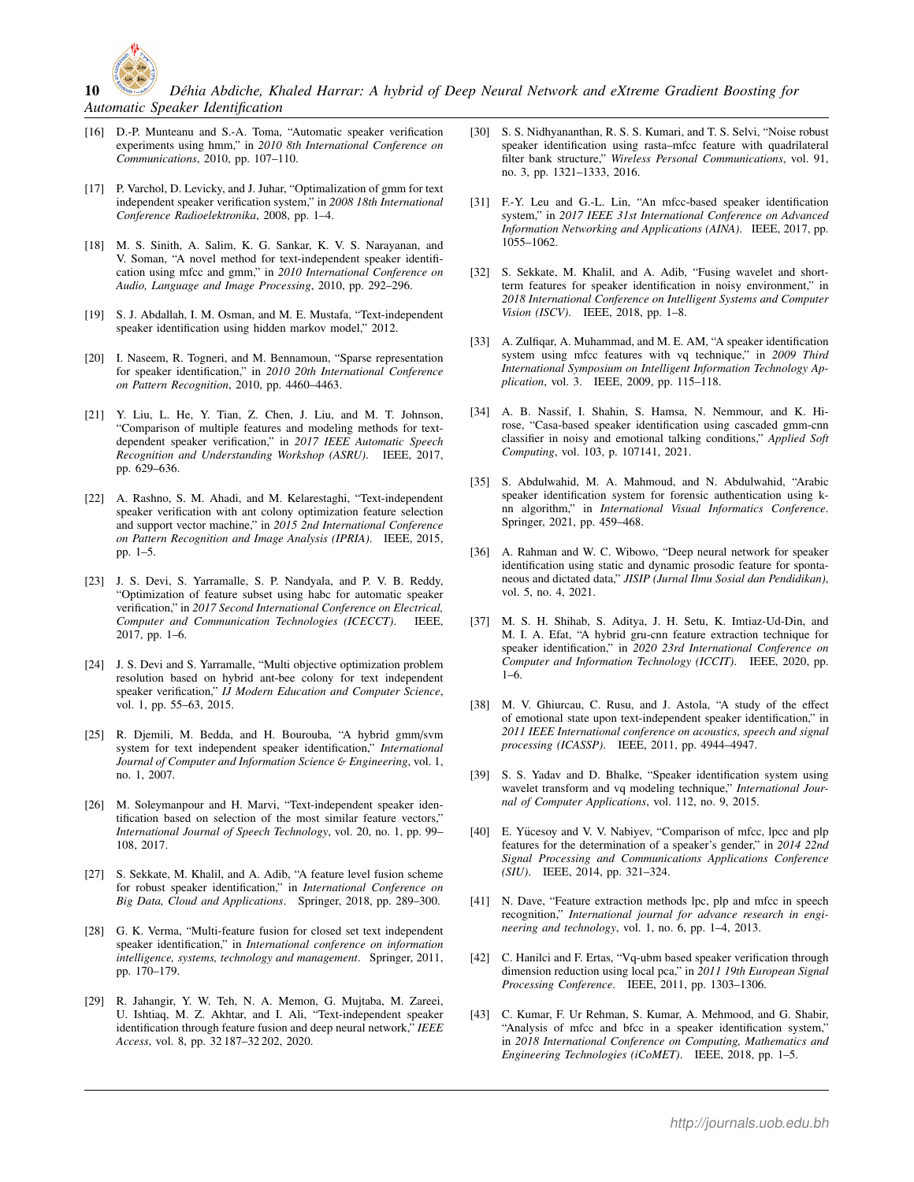[16] D.-P. Munteanu and S.-A. Toma, "Automatic speaker verification experiments using hmm," in *2010 8th International Conference on Communications*, 2010, pp. 107–110.

[17] P. Varchol, D. Levicky, and J. Juhar, "Optimalization of gmm for text independent speaker verification system," in *2008 18th International Conference Radioelektronika*, 2008, pp. 1–4.

[18] M. S. Sinith, A. Salim, K. G. Sankar, K. V. S. Narayanan, and V. Soman, "A novel method for text-independent speaker identification using mfcc and gmm," in *2010 International Conference on Audio, Language and Image Processing*, 2010, pp. 292–296.

[19] S. J. Abdallah, I. M. Osman, and M. E. Mustafa, "Text-independent speaker identification using hidden markov model," 2012.

[20] I. Naseem, R. Togneri, and M. Bennamoun, "Sparse representation for speaker identification," in *2010 20th International Conference on Pattern Recognition*, 2010, pp. 4460–4463.

[21] Y. Liu, L. He, Y. Tian, Z. Chen, J. Liu, and M. T. Johnson, "Comparison of multiple features and modeling methods for text-dependent speaker verification," in *2017 IEEE Automatic Speech Recognition and Understanding Workshop (ASRU)*. IEEE, 2017, pp. 629–636.

[22] A. Rashno, S. M. Ahadi, and M. Kelarestaghi, "Text-independent speaker verification with ant colony optimization feature selection and support vector machine," in *2015 2nd International Conference on Pattern Recognition and Image Analysis (IPRIA)*. IEEE, 2015, pp. 1–5.

[23] J. S. Devi, S. Yarramalle, S. P. Nandyala, and P. V. B. Reddy, "Optimization of feature subset using habc for automatic speaker verification," in *2017 Second International Conference on Electrical, Computer and Communication Technologies (ICECCT)*. IEEE, 2017, pp. 1–6.

[24] J. S. Devi and S. Yarramalle, "Multi objective optimization problem resolution based on hybrid ant-bee colony for text independent speaker verification," *IJ Modern Education and Computer Science*, vol. 1, pp. 55–63, 2015.

[25] R. Djemili, M. Bedda, and H. Bourouba, "A hybrid gmm/svm system for text independent speaker identification," *International Journal of Computer and Information Science & Engineering*, vol. 1, no. 1, 2007.

[26] M. Soleymanpour and H. Marvi, "Text-independent speaker identification based on selection of the most similar feature vectors," *International Journal of Speech Technology*, vol. 20, no. 1, pp. 99–108, 2017.

[27] S. Sekkate, M. Khalil, and A. Adib, "A feature level fusion scheme for robust speaker identification," in *International Conference on Big Data, Cloud and Applications*. Springer, 2018, pp. 289–300.

[28] G. K. Verma, "Multi-feature fusion for closed set text independent speaker identification," in *International conference on information intelligence, systems, technology and management*. Springer, 2011, pp. 170–179.

[29] R. Jahangir, Y. W. Teh, N. A. Memon, G. Mujtaba, M. Zareei, U. Ishtiaq, M. Z. Akhtar, and I. Ali, "Text-independent speaker identification through feature fusion and deep neural network," *IEEE Access*, vol. 8, pp. 32 187–32 202, 2020.

[30] S. S. Nidhyananthan, R. S. S. Kumari, and T. S. Selvi, "Noise robust speaker identification using rasta–mfcc feature with quadrilateral filter bank structure," *Wireless Personal Communications*, vol. 91, no. 3, pp. 1321–1333, 2016.

[31] F.-Y. Leu and G.-L. Lin, "An mfcc-based speaker identification system," in *2017 IEEE 31st International Conference on Advanced Information Networking and Applications (AINA)*. IEEE, 2017, pp. 1055–1062.

[32] S. Sekkate, M. Khalil, and A. Adib, "Fusing wavelet and short-term features for speaker identification in noisy environment," in *2018 International Conference on Intelligent Systems and Computer Vision (ISCV)*. IEEE, 2018, pp. 1–8.

[33] A. Zulfiqar, A. Muhammad, and M. E. AM, "A speaker identification system using mfcc features with vq technique," in *2009 Third International Symposium on Intelligent Information Technology Application*, vol. 3. IEEE, 2009, pp. 115–118.

[34] A. B. Nassif, I. Shahin, S. Hamsa, N. Nemmour, and K. Hirose, "Casa-based speaker identification using cascaded gmm-cnn classifier in noisy and emotional talking conditions," *Applied Soft Computing*, vol. 103, p. 107141, 2021.

[35] S. Abdulwahid, M. A. Mahmoud, and N. Abdulwahid, "Arabic speaker identification system for forensic authentication using k-nn algorithm," in *International Visual Informatics Conference*. Springer, 2021, pp. 459–468.

[36] A. Rahman and W. C. Wibowo, "Deep neural network for speaker identification using static and dynamic prosodic feature for spontaneous and dictated data," *JISIP (Jurnal Ilmu Sosial dan Pendidikan)*, vol. 5, no. 4, 2021.

[37] M. S. H. Shihab, S. Aditya, J. H. Setu, K. Imtiaz-Ud-Din, and M. I. A. Efat, "A hybrid gru-cnn feature extraction technique for speaker identification," in *2020 23rd International Conference on Computer and Information Technology (ICCIT)*. IEEE, 2020, pp. 1–6.

[38] M. V. Ghiurcau, C. Rusu, and J. Astola, "A study of the effect of emotional state upon text-independent speaker identification," in *2011 IEEE International conference on acoustics, speech and signal processing (ICASSP)*. IEEE, 2011, pp. 4944–4947.

[39] S. S. Yadav and D. Bhalke, "Speaker identification system using wavelet transform and vq modeling technique," *International Journal of Computer Applications*, vol. 112, no. 9, 2015.

[40] E. Yücesoy and V. V. Nabiyev, "Comparison of mfcc, lpcc and plp features for the determination of a speaker's gender," in *2014 22nd Signal Processing and Communications Applications Conference (SIU)*. IEEE, 2014, pp. 321–324.

[41] N. Dave, "Feature extraction methods lpc, plp and mfcc in speech recognition," *International journal for advance research in engineering and technology*, vol. 1, no. 6, pp. 1–4, 2013.

[42] C. Hanilci and F. Ertas, "Vq-ubm based speaker verification through dimension reduction using local pca," in *2011 19th European Signal Processing Conference*. IEEE, 2011, pp. 1303–1306.

[43] C. Kumar, F. Ur Rehman, S. Kumar, A. Mehmood, and G. Shabir, "Analysis of mfcc and bfcc in a speaker identification system," in *2018 International Conference on Computing, Mathematics and Engineering Technologies (iCoMET)*. IEEE, 2018, pp. 1–5.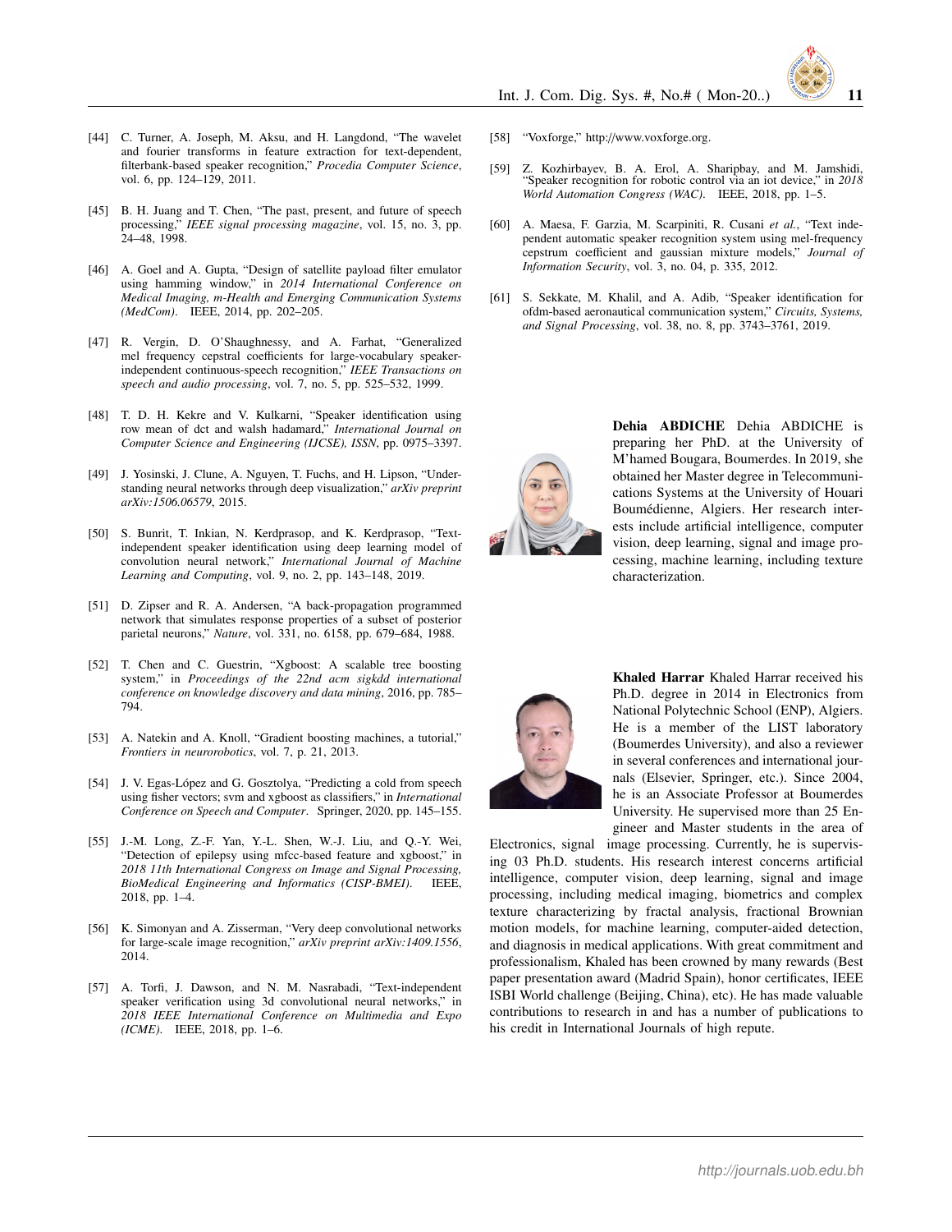[44] C. Turner, A. Joseph, M. Aksu, and H. Langdond, "The wavelet and fourier transforms in feature extraction for text-dependent, filterbank-based speaker recognition," *Procedia Computer Science*, vol. 6, pp. 124–129, 2011.

[45] B. H. Juang and T. Chen, "The past, present, and future of speech processing," *IEEE signal processing magazine*, vol. 15, no. 3, pp. 24–48, 1998.

[46] A. Goel and A. Gupta, "Design of satellite payload filter emulator using hamming window," in *2014 International Conference on Medical Imaging, m-Health and Emerging Communication Systems (MedCom)*. IEEE, 2014, pp. 202–205.

[47] R. Vergin, D. O'Shaughnessy, and A. Farhat, "Generalized mel frequency cepstral coefficients for large-vocabulary speaker-independent continuous-speech recognition," *IEEE Transactions on speech and audio processing*, vol. 7, no. 5, pp. 525–532, 1999.

[48] T. D. H. Kekre and V. Kulkarni, "Speaker identification using row mean of dct and walsh hadamard," *International Journal on Computer Science and Engineering (IJCSE), ISSN*, pp. 0975–3397.

[49] J. Yosinski, J. Clune, A. Nguyen, T. Fuchs, and H. Lipson, "Understanding neural networks through deep visualization," *arXiv preprint arXiv:1506.06579*, 2015.

[50] S. Bunrit, T. Inkian, N. Kerdprasop, and K. Kerdprasop, "Text-independent speaker identification using deep learning model of convolution neural network," *International Journal of Machine Learning and Computing*, vol. 9, no. 2, pp. 143–148, 2019.

[51] D. Zipser and R. A. Andersen, "A back-propagation programmed network that simulates response properties of a subset of posterior parietal neurons," *Nature*, vol. 331, no. 6158, pp. 679–684, 1988.

[52] T. Chen and C. Guestrin, "Xgboost: A scalable tree boosting system," in *Proceedings of the 22nd acm sigkdd international conference on knowledge discovery and data mining*, 2016, pp. 785–794.

[53] A. Natekin and A. Knoll, "Gradient boosting machines, a tutorial," *Frontiers in neurorobotics*, vol. 7, p. 21, 2013.

[54] J. V. Egas-López and G. Gosztolya, "Predicting a cold from speech using fisher vectors; svm and xgboost as classifiers," in *International Conference on Speech and Computer*. Springer, 2020, pp. 145–155.

[55] J.-M. Long, Z.-F. Yan, Y.-L. Shen, W.-J. Liu, and Q.-Y. Wei, "Detection of epilepsy using mfcc-based feature and xgboost," in *2018 11th International Congress on Image and Signal Processing, BioMedical Engineering and Informatics (CISP-BMEI)*. IEEE, 2018, pp. 1–4.

[56] K. Simonyan and A. Zisserman, "Very deep convolutional networks for large-scale image recognition," *arXiv preprint arXiv:1409.1556*, 2014.

[57] A. Torfi, J. Dawson, and N. M. Nasrabadi, "Text-independent speaker verification using 3d convolutional neural networks," in *2018 IEEE International Conference on Multimedia and Expo (ICME)*. IEEE, 2018, pp. 1–6.

[58] "Voxforge," http://www.voxforge.org.

[59] Z. Kozhirbayev, B. A. Erol, A. Sharipbay, and M. Jamshidi, "Speaker recognition for robotic control via an iot device," in *2018 World Automation Congress (WAC)*. IEEE, 2018, pp. 1–5.

[60] A. Maesa, F. Garzia, M. Scarpiniti, R. Cusani *et al.*, "Text independent automatic speaker recognition system using mel-frequency cepstrum coefficient and gaussian mixture models," *Journal of Information Security*, vol. 3, no. 04, p. 335, 2012.

[61] S. Sekkate, M. Khalil, and A. Adib, "Speaker identification for ofdm-based aeronautical communication system," *Circuits, Systems, and Signal Processing*, vol. 38, no. 8, pp. 3743–3761, 2019.

**Dehia ABDICHE** Dehia ABDICHE is preparing her PhD. at the University of M'hamed Bougara, Boumerdes. In 2019, she obtained her Master degree in Telecommunications Systems at the University of Houari Boumédienne, Algiers. Her research interests include artificial intelligence, computer vision, deep learning, signal and image processing, machine learning, including texture characterization.

**Khaled Harrar** Khaled Harrar received his Ph.D. degree in 2014 in Electronics from National Polytechnic School (ENP), Algiers. He is a member of the LIST laboratory (Boumerdes University), and also a reviewer in several conferences and international journals (Elsevier, Springer, etc.). Since 2004, he is an Associate Professor at Boumerdes University. He supervised more than 25 Engineer and Master students in the area of Electronics, signal image processing. Currently, he is supervising 03 Ph.D. students. His research interest concerns artificial intelligence, computer vision, deep learning, signal and image processing, including medical imaging, biometrics and complex texture characterizing by fractal analysis, fractional Brownian motion models, for machine learning, computer-aided detection, and diagnosis in medical applications. With great commitment and professionalism, Khaled has been crowned by many rewards (Best paper presentation award (Madrid Spain), honor certificates, IEEE ISBI World challenge (Beijing, China), etc). He has made valuable contributions to research in and has a number of publications to his credit in International Journals of high repute.